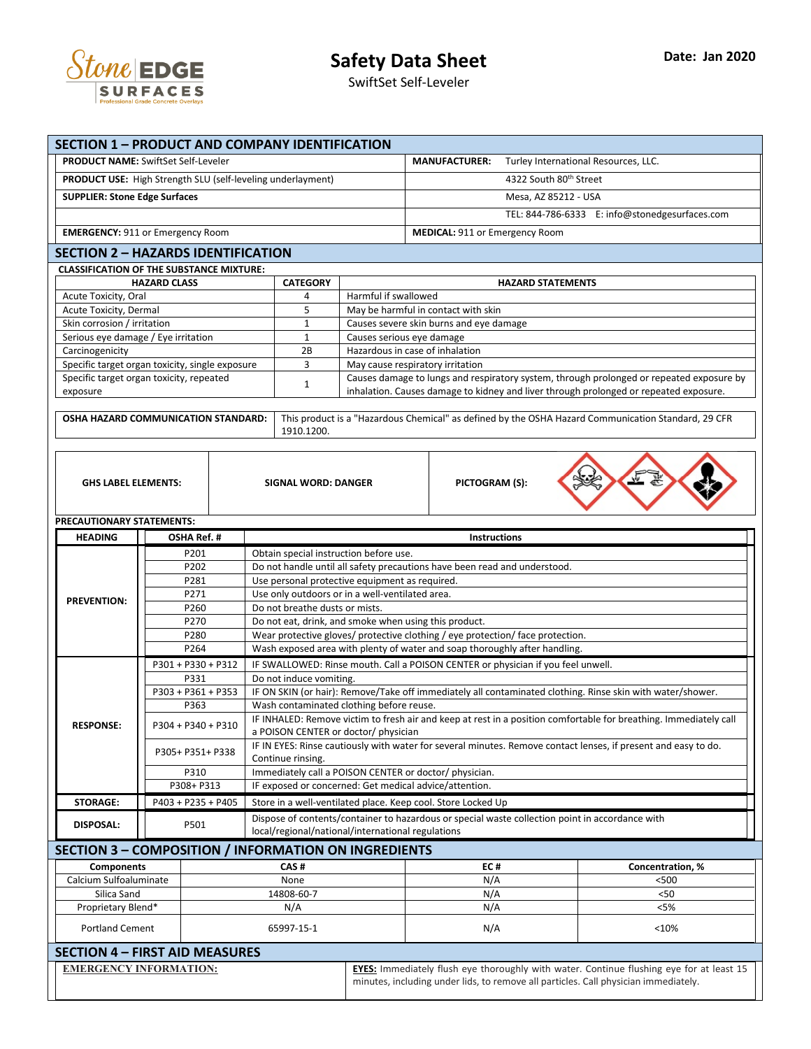# Safety Data Sheet

SwiftSet Self-Leveler

**Date: Jan 2020**

## SECTION 1 – PRODUCT AND COMPANY IDENTIFICATION

| | |
|---|---|
| **PRODUCT NAME:** SwiftSet Self-Leveler | **MANUFACTURER:** Turley International Resources, LLC. |
| **PRODUCT USE:** High Strength SLU (self-leveling underlayment) | 4322 South 80th Street |
| **SUPPLIER: Stone Edge Surfaces** | Mesa, AZ 85212 - USA |
| | TEL: 844-786-6333 E: info@stonedgesurfaces.com |
| **EMERGENCY:** 911 or Emergency Room | **MEDICAL:** 911 or Emergency Room |

## SECTION 2 – HAZARDS IDENTIFICATION

**CLASSIFICATION OF THE SUBSTANCE MIXTURE:**

| HAZARD CLASS | CATEGORY | HAZARD STATEMENTS |
|---|---|---|
| Acute Toxicity, Oral | 4 | Harmful if swallowed |
| Acute Toxicity, Dermal | 5 | May be harmful in contact with skin |
| Skin corrosion / irritation | 1 | Causes severe skin burns and eye damage |
| Serious eye damage / Eye irritation | 1 | Causes serious eye damage |
| Carcinogenicity | 2B | Hazardous in case of inhalation |
| Specific target organ toxicity, single exposure | 3 | May cause respiratory irritation |
| Specific target organ toxicity, repeated exposure | 1 | Causes damage to lungs and respiratory system, through prolonged or repeated exposure by inhalation. Causes damage to kidney and liver through prolonged or repeated exposure. |

| | |
|---|---|
| **OSHA HAZARD COMMUNICATION STANDARD:** | This product is a "Hazardous Chemical" as defined by the OSHA Hazard Communication Standard, 29 CFR 1910.1200. |

| | | |
|---|---|---|
| **GHS LABEL ELEMENTS:** | **SIGNAL WORD: DANGER** | **PICTOGRAM (S):** |

**PRECAUTIONARY STATEMENTS:**

| HEADING | OSHA Ref. # | Instructions |
|---|---|---|
| **PREVENTION:** | P201 | Obtain special instruction before use. |
| | P202 | Do not handle until all safety precautions have been read and understood. |
| | P281 | Use personal protective equipment as required. |
| | P271 | Use only outdoors or in a well-ventilated area. |
| | P260 | Do not breathe dusts or mists. |
| | P270 | Do not eat, drink, and smoke when using this product. |
| | P280 | Wear protective gloves/ protective clothing / eye protection/ face protection. |
| | P264 | Wash exposed area with plenty of water and soap thoroughly after handling. |
| **RESPONSE:** | P301 + P330 + P312 | IF SWALLOWED: Rinse mouth. Call a POISON CENTER or physician if you feel unwell. |
| | P331 | Do not induce vomiting. |
| | P303 + P361 + P353 | IF ON SKIN (or hair): Remove/Take off immediately all contaminated clothing. Rinse skin with water/shower. |
| | P363 | Wash contaminated clothing before reuse. |
| | P304 + P340 + P310 | IF INHALED: Remove victim to fresh air and keep at rest in a position comfortable for breathing. Immediately call a POISON CENTER or doctor/ physician |
| | P305+ P351+ P338 | IF IN EYES: Rinse cautiously with water for several minutes. Remove contact lenses, if present and easy to do. Continue rinsing. |
| | P310 | Immediately call a POISON CENTER or doctor/ physician. |
| | P308+ P313 | IF exposed or concerned: Get medical advice/attention. |
| **STORAGE:** | P403 + P235 + P405 | Store in a well-ventilated place. Keep cool. Store Locked Up |
| **DISPOSAL:** | P501 | Dispose of contents/container to hazardous or special waste collection point in accordance with local/regional/national/international regulations |

## SECTION 3 – COMPOSITION / INFORMATION ON INGREDIENTS

| Components | CAS # | EC # | Concentration, % |
|---|---|---|---|
| Calcium Sulfoaluminate | None | N/A | <500 |
| Silica Sand | 14808-60-7 | N/A | <50 |
| Proprietary Blend* | N/A | N/A | <5% |
| Portland Cement | 65997-15-1 | N/A | <10% |

## SECTION 4 – FIRST AID MEASURES

| | |
|---|---|
| **EMERGENCY INFORMATION:** | **EYES:** Immediately flush eye thoroughly with water. Continue flushing eye for at least 15 minutes, including under lids, to remove all particles. Call physician immediately. |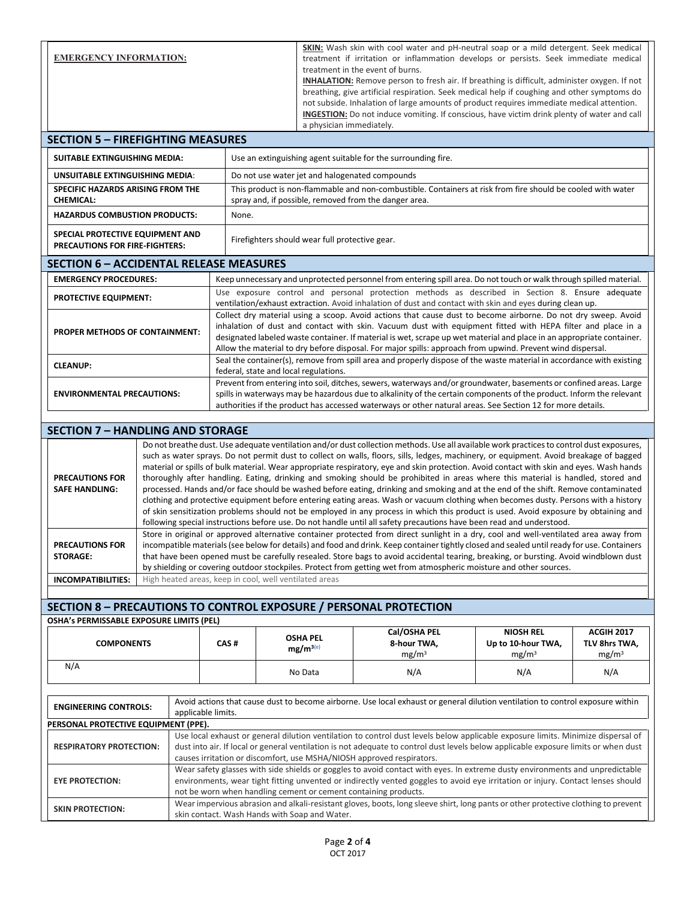| EMERGENCY INFORMATION: | **SKIN:** Wash skin with cool water and pH-neutral soap or a mild detergent. Seek medical treatment if irritation or inflammation develops or persists. Seek immediate medical treatment in the event of burns.<br>**INHALATION:** Remove person to fresh air. If breathing is difficult, administer oxygen. If not breathing, give artificial respiration. Seek medical help if coughing and other symptoms do not subside. Inhalation of large amounts of product requires immediate medical attention.<br>**INGESTION:** Do not induce vomiting. If conscious, have victim drink plenty of water and call a physician immediately. |
|---|---|

## SECTION 5 – FIREFIGHTING MEASURES

| | |
|---|---|
| **SUITABLE EXTINGUISHING MEDIA:** | Use an extinguishing agent suitable for the surrounding fire. |
| **UNSUITABLE EXTINGUISHING MEDIA:** | Do not use water jet and halogenated compounds |
| **SPECIFIC HAZARDS ARISING FROM THE CHEMICAL:** | This product is non-flammable and non-combustible. Containers at risk from fire should be cooled with water spray and, if possible, removed from the danger area. |
| **HAZARDUS COMBUSTION PRODUCTS:** | None. |
| **SPECIAL PROTECTIVE EQUIPMENT AND PRECAUTIONS FOR FIRE-FIGHTERS:** | Firefighters should wear full protective gear. |

## SECTION 6 – ACCIDENTAL RELEASE MEASURES

| | |
|---|---|
| **EMERGENCY PROCEDURES:** | Keep unnecessary and unprotected personnel from entering spill area. Do not touch or walk through spilled material. |
| **PROTECTIVE EQUIPMENT:** | Use exposure control and personal protection methods as described in Section 8. Ensure adequate ventilation/exhaust extraction. Avoid inhalation of dust and contact with skin and eyes during clean up. |
| **PROPER METHODS OF CONTAINMENT:** | Collect dry material using a scoop. Avoid actions that cause dust to become airborne. Do not dry sweep. Avoid inhalation of dust and contact with skin. Vacuum dust with equipment fitted with HEPA filter and place in a designated labeled waste container. If material is wet, scrape up wet material and place in an appropriate container. Allow the material to dry before disposal. For major spills: approach from upwind. Prevent wind dispersal. |
| **CLEANUP:** | Seal the container(s), remove from spill area and properly dispose of the waste material in accordance with existing federal, state and local regulations. |
| **ENVIRONMENTAL PRECAUTIONS:** | Prevent from entering into soil, ditches, sewers, waterways and/or groundwater, basements or confined areas. Large spills in waterways may be hazardous due to alkalinity of the certain components of the product. Inform the relevant authorities if the product has accessed waterways or other natural areas. See Section 12 for more details. |

## SECTION 7 – HANDLING AND STORAGE

| | |
|---|---|
| **PRECAUTIONS FOR SAFE HANDLING:** | Do not breathe dust. Use adequate ventilation and/or dust collection methods. Use all available work practices to control dust exposures, such as water sprays. Do not permit dust to collect on walls, floors, sills, ledges, machinery, or equipment. Avoid breakage of bagged material or spills of bulk material. Wear appropriate respiratory, eye and skin protection. Avoid contact with skin and eyes. Wash hands thoroughly after handling. Eating, drinking and smoking should be prohibited in areas where this material is handled, stored and processed. Hands and/or face should be washed before eating, drinking and smoking and at the end of the shift. Remove contaminated clothing and protective equipment before entering eating areas. Wash or vacuum clothing when becomes dusty. Persons with a history of skin sensitization problems should not be employed in any process in which this product is used. Avoid exposure by obtaining and following special instructions before use. Do not handle until all safety precautions have been read and understood. |
| **PRECAUTIONS FOR STORAGE:** | Store in original or approved alternative container protected from direct sunlight in a dry, cool and well-ventilated area away from incompatible materials (see below for details) and food and drink. Keep container tightly closed and sealed until ready for use. Containers that have been opened must be carefully resealed. Store bags to avoid accidental tearing, breaking, or bursting. Avoid windblown dust by shielding or covering outdoor stockpiles. Protect from getting wet from atmospheric moisture and other sources. |
| **INCOMPATIBILITIES:** | High heated areas, keep in cool, well ventilated areas |

## SECTION 8 – PRECAUTIONS TO CONTROL EXPOSURE / PERSONAL PROTECTION

**OSHA's PERMISSABLE EXPOSURE LIMITS (PEL)**

| COMPONENTS | CAS # | OSHA PEL $mg/m^3$ (e) | Cal/OSHA PEL 8-hour TWA, $mg/m^3$ | NIOSH REL Up to 10-hour TWA, $mg/m^3$ | ACGIH 2017 TLV 8hrs TWA, $mg/m^3$ |
|---|---|---|---|---|---|
| N/A | | No Data | N/A | N/A | N/A |

| | |
|---|---|
| **ENGINEERING CONTROLS:** | Avoid actions that cause dust to become airborne. Use local exhaust or general dilution ventilation to control exposure within applicable limits. |
| **PERSONAL PROTECTIVE EQUIPMENT (PPE).** | |
| **RESPIRATORY PROTECTION:** | Use local exhaust or general dilution ventilation to control dust levels below applicable exposure limits. Minimize dispersal of dust into air. If local or general ventilation is not adequate to control dust levels below applicable exposure limits or when dust causes irritation or discomfort, use MSHA/NIOSH approved respirators. |
| **EYE PROTECTION:** | Wear safety glasses with side shields or goggles to avoid contact with eyes. In extreme dusty environments and unpredictable environments, wear tight fitting unvented or indirectly vented goggles to avoid eye irritation or injury. Contact lenses should not be worn when handling cement or cement containing products. |
| **SKIN PROTECTION:** | Wear impervious abrasion and alkali-resistant gloves, boots, long sleeve shirt, long pants or other protective clothing to prevent skin contact. Wash Hands with Soap and Water. |

OCT 2017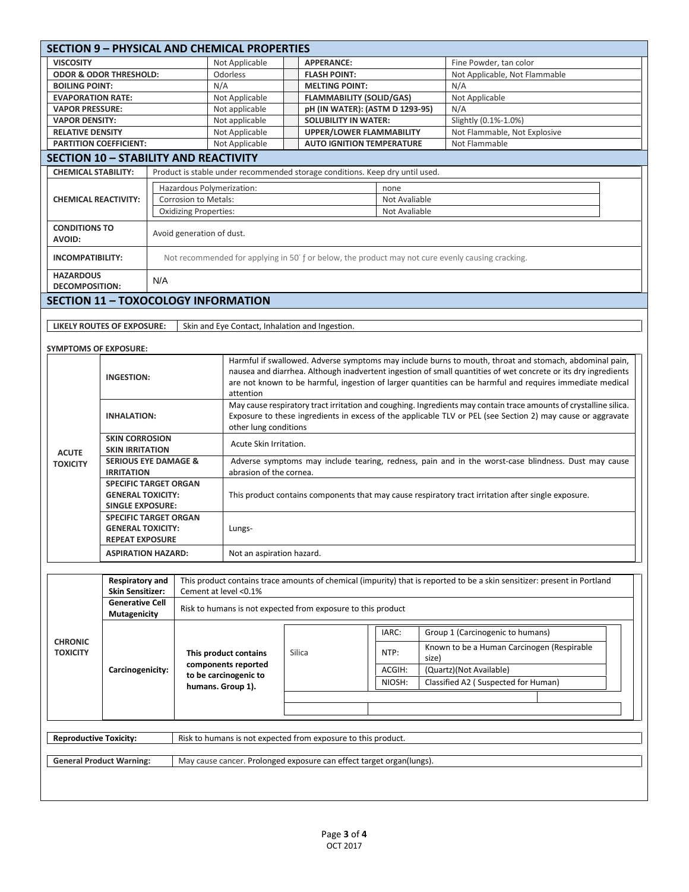## SECTION 9 – PHYSICAL AND CHEMICAL PROPERTIES

| | | | |
|---|---|---|---|
| **VISCOSITY** | Not Applicable | **APPERANCE:** | Fine Powder, tan color |
| **ODOR & ODOR THRESHOLD:** | Odorless | **FLASH POINT:** | Not Applicable, Not Flammable |
| **BOILING POINT:** | N/A | **MELTING POINT:** | N/A |
| **EVAPORATION RATE:** | Not Applicable | **FLAMMABILITY (SOLID/GAS)** | Not Applicable |
| **VAPOR PRESSURE:** | Not applicable | **pH (IN WATER): (ASTM D 1293-95)** | N/A |
| **VAPOR DENSITY:** | Not applicable | **SOLUBILITY IN WATER:** | Slightly (0.1%-1.0%) |
| **RELATIVE DENSITY** | Not Applicable | **UPPER/LOWER FLAMMABILITY** | Not Flammable, Not Explosive |
| **PARTITION COEFFICIENT:** | Not Applicable | **AUTO IGNITION TEMPERATURE** | Not Flammable |

## SECTION 10 – STABILITY AND REACTIVITY

| | | |
|---|---|---|
| **CHEMICAL STABILITY:** | Product is stable under recommended storage conditions. Keep dry until used. | |
| **CHEMICAL REACTIVITY:** | Hazardous Polymerization: | none |
| | Corrosion to Metals: | Not Avaliable |
| | Oxidizing Properties: | Not Avaliable |
| **CONDITIONS TO AVOID:** | Avoid generation of dust. | |
| **INCOMPATIBILITY:** | Not recommended for applying in 50˚ ƒ or below, the product may not cure evenly causing cracking. | |
| **HAZARDOUS DECOMPOSITION:** | N/A | |

## SECTION 11 – TOXOCOLOGY INFORMATION

| | |
|---|---|
| **LIKELY ROUTES OF EXPOSURE:** | Skin and Eye Contact, Inhalation and Ingestion. |

**SYMPTOMS OF EXPOSURE:**

| | | |
|---|---|---|
| **ACUTE TOXICITY** | **INGESTION:** | Harmful if swallowed. Adverse symptoms may include burns to mouth, throat and stomach, abdominal pain, nausea and diarrhea. Although inadvertent ingestion of small quantities of wet concrete or its dry ingredients are not known to be harmful, ingestion of larger quantities can be harmful and requires immediate medical attention |
| | **INHALATION:** | May cause respiratory tract irritation and coughing. Ingredients may contain trace amounts of crystalline silica. Exposure to these ingredients in excess of the applicable TLV or PEL (see Section 2) may cause or aggravate other lung conditions |
| | **SKIN CORROSION SKIN IRRITATION** | Acute Skin Irritation. |
| | **SERIOUS EYE DAMAGE & IRRITATION** | Adverse symptoms may include tearing, redness, pain and in the worst-case blindness. Dust may cause abrasion of the cornea. |
| | **SPECIFIC TARGET ORGAN GENERAL TOXICITY: SINGLE EXPOSURE:** | This product contains components that may cause respiratory tract irritation after single exposure. |
| | **SPECIFIC TARGET ORGAN GENERAL TOXICITY: REPEAT EXPOSURE** | Lungs- |
| | **ASPIRATION HAZARD:** | Not an aspiration hazard. |

| | | | | | |
|---|---|---|---|---|---|
| **CHRONIC TOXICITY** | **Respiratory and Skin Sensitizer:** | This product contains trace amounts of chemical (impurity) that is reported to be a skin sensitizer: present in Portland Cement at level <0.1% | | | |
| | **Generative Cell Mutagenicity** | Risk to humans is not expected from exposure to this product | | | |
| | **Carcinogenicity:** | **This product contains components reported to be carcinogenic to humans. Group 1).** | Silica | IARC: | Group 1 (Carcinogenic to humans) |
| | | | | NTP: | Known to be a Human Carcinogen (Respirable size) |
| | | | | ACGIH: | (Quartz)(Not Available) |
| | | | | NIOSH: | Classified A2 ( Suspected for Human) |

| | |
|---|---|
| **Reproductive Toxicity:** | Risk to humans is not expected from exposure to this product. |

| | |
|---|---|
| **General Product Warning:** | May cause cancer. Prolonged exposure can effect target organ(lungs). |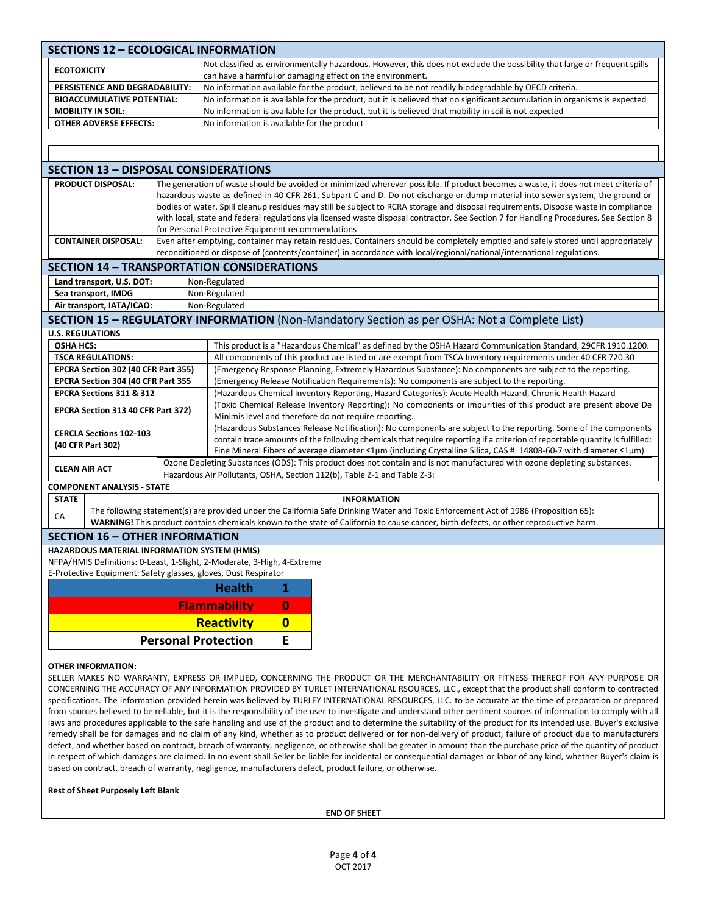## SECTIONS 12 – ECOLOGICAL INFORMATION

| | |
|---|---|
| **ECOTOXICITY** | Not classified as environmentally hazardous. However, this does not exclude the possibility that large or frequent spills can have a harmful or damaging effect on the environment. |
| **PERSISTENCE AND DEGRADABILITY:** | No information available for the product, believed to be not readily biodegradable by OECD criteria. |
| **BIOACCUMULATIVE POTENTIAL:** | No information is available for the product, but it is believed that no significant accumulation in organisms is expected |
| **MOBILITY IN SOIL:** | No information is available for the product, but it is believed that mobility in soil is not expected |
| **OTHER ADVERSE EFFECTS:** | No information is available for the product |

## SECTION 13 – DISPOSAL CONSIDERATIONS

| | |
|---|---|
| **PRODUCT DISPOSAL:** | The generation of waste should be avoided or minimized wherever possible. If product becomes a waste, it does not meet criteria of hazardous waste as defined in 40 CFR 261, Subpart C and D. Do not discharge or dump material into sewer system, the ground or bodies of water. Spill cleanup residues may still be subject to RCRA storage and disposal requirements. Dispose waste in compliance with local, state and federal regulations via licensed waste disposal contractor. See Section 7 for Handling Procedures. See Section 8 for Personal Protective Equipment recommendations |
| **CONTAINER DISPOSAL:** | Even after emptying, container may retain residues. Containers should be completely emptied and safely stored until appropriately reconditioned or dispose of (contents/container) in accordance with local/regional/national/international regulations. |

## SECTION 14 – TRANSPORTATION CONSIDERATIONS

| | |
|---|---|
| **Land transport, U.S. DOT:** | Non-Regulated |
| **Sea transport, IMDG** | Non-Regulated |
| **Air transport, IATA/ICAO:** | Non-Regulated |

## SECTION 15 – REGULATORY INFORMATION (Non-Mandatory Section as per OSHA: Not a Complete List)

**U.S. REGULATIONS**

| | |
|---|---|
| **OSHA HCS:** | This product is a "Hazardous Chemical" as defined by the OSHA Hazard Communication Standard, 29CFR 1910.1200. |
| **TSCA REGULATIONS:** | All components of this product are listed or are exempt from TSCA Inventory requirements under 40 CFR 720.30 |
| **EPCRA Section 302 (40 CFR Part 355)** | (Emergency Response Planning, Extremely Hazardous Substance): No components are subject to the reporting. |
| **EPCRA Section 304 (40 CFR Part 355** | (Emergency Release Notification Requirements): No components are subject to the reporting. |
| **EPCRA Sections 311 & 312** | (Hazardous Chemical Inventory Reporting, Hazard Categories): Acute Health Hazard, Chronic Health Hazard |
| **EPCRA Section 313 40 CFR Part 372)** | (Toxic Chemical Release Inventory Reporting): No components or impurities of this product are present above De Minimis level and therefore do not require reporting. |
| **CERCLA Sections 102-103 (40 CFR Part 302)** | (Hazardous Substances Release Notification): No components are subject to the reporting. Some of the components contain trace amounts of the following chemicals that require reporting if a criterion of reportable quantity is fulfilled: Fine Mineral Fibers of average diameter ≤1μm (including Crystalline Silica, CAS #: 14808-60-7 with diameter ≤1μm) |
| **CLEAN AIR ACT** | Ozone Depleting Substances (ODS): This product does not contain and is not manufactured with ozone depleting substances.<br>Hazardous Air Pollutants, OSHA, Section 112(b), Table Z-1 and Table Z-3: |

**COMPONENT ANALYSIS - STATE**

| STATE | INFORMATION |
|---|---|
| CA | The following statement(s) are provided under the California Safe Drinking Water and Toxic Enforcement Act of 1986 (Proposition 65):<br>**WARNING!** This product contains chemicals known to the state of California to cause cancer, birth defects, or other reproductive harm. |

## SECTION 16 – OTHER INFORMATION

**HAZARDOUS MATERIAL INFORMATION SYSTEM (HMIS)**

NFPA/HMIS Definitions: 0-Least, 1-Slight, 2-Moderate, 3-High, 4-Extreme

E-Protective Equipment: Safety glasses, gloves, Dust Respirator

| | |
|---|---|
| **Health** | **1** |
| **Flammability** | **0** |
| **Reactivity** | **0** |
| **Personal Protection** | **E** |

**OTHER INFORMATION:**

SELLER MAKES NO WARRANTY, EXPRESS OR IMPLIED, CONCERNING THE PRODUCT OR THE MERCHANTABILITY OR FITNESS THEREOF FOR ANY PURPOSE OR CONCERNING THE ACCURACY OF ANY INFORMATION PROVIDED BY TURLET INTERNATIONAL RSOURCES, LLC., except that the product shall conform to contracted specifications. The information provided herein was believed by TURLEY INTERNATIONAL RESOURCES, LLC. to be accurate at the time of preparation or prepared from sources believed to be reliable, but it is the responsibility of the user to investigate and understand other pertinent sources of information to comply with all laws and procedures applicable to the safe handling and use of the product and to determine the suitability of the product for its intended use. Buyer's exclusive remedy shall be for damages and no claim of any kind, whether as to product delivered or for non-delivery of product, failure of product due to manufacturers defect, and whether based on contract, breach of warranty, negligence, or otherwise shall be greater in amount than the purchase price of the quantity of product in respect of which damages are claimed. In no event shall Seller be liable for incidental or consequential damages or labor of any kind, whether Buyer's claim is based on contract, breach of warranty, negligence, manufacturers defect, product failure, or otherwise.

**Rest of Sheet Purposely Left Blank**

**END OF SHEET**

OCT 2017